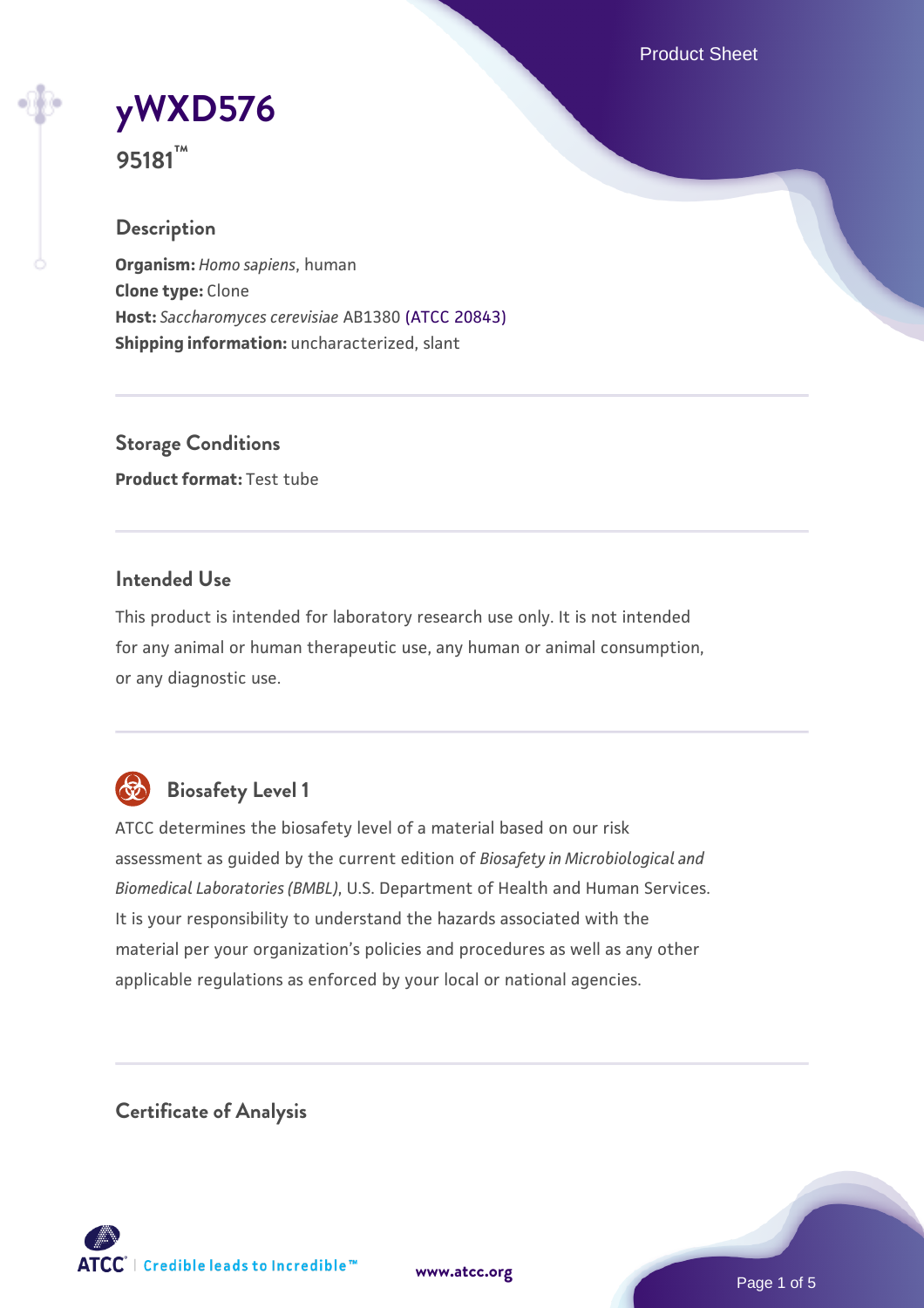# yWXD576

**95181™**

## Description

**Organism:** *Homo sapiens*, human
**Clone type:** Clone
**Host:** *Saccharomyces cerevisiae* AB1380 (ATCC 20843)
**Shipping information:** uncharacterized, slant

## Storage Conditions

**Product format:** Test tube

## Intended Use

This product is intended for laboratory research use only. It is not intended for any animal or human therapeutic use, any human or animal consumption, or any diagnostic use.

## Biosafety Level 1

ATCC determines the biosafety level of a material based on our risk assessment as guided by the current edition of *Biosafety in Microbiological and Biomedical Laboratories (BMBL)*, U.S. Department of Health and Human Services. It is your responsibility to understand the hazards associated with the material per your organization's policies and procedures as well as any other applicable regulations as enforced by your local or national agencies.

## Certificate of Analysis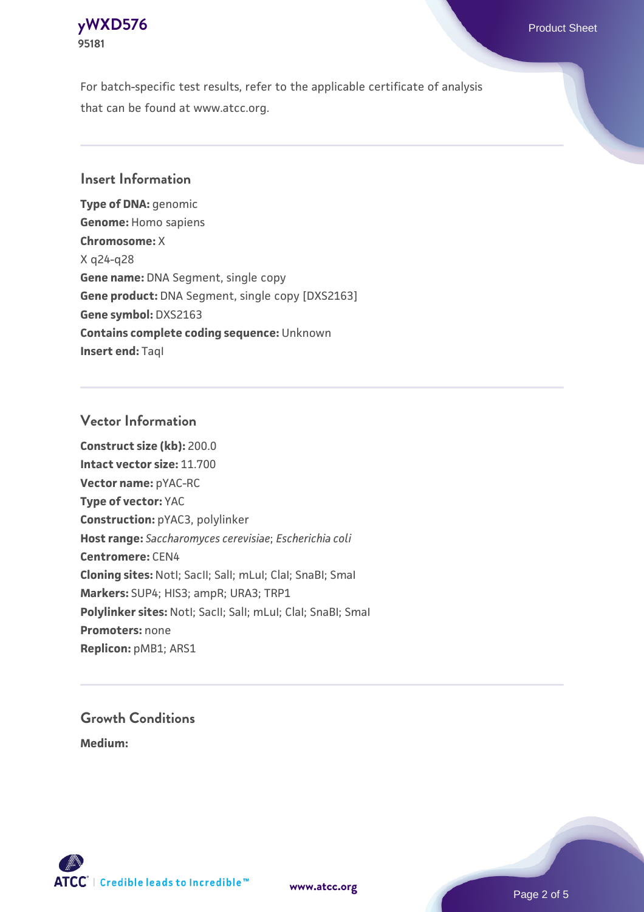For batch-specific test results, refer to the applicable certificate of analysis that can be found at www.atcc.org.

## Insert Information

**Type of DNA:** genomic
**Genome:** Homo sapiens
**Chromosome:** X
X q24-q28
**Gene name:** DNA Segment, single copy
**Gene product:** DNA Segment, single copy [DXS2163]
**Gene symbol:** DXS2163
**Contains complete coding sequence:** Unknown
**Insert end:** TaqI

## Vector Information

**Construct size (kb):** 200.0
**Intact vector size:** 11.700
**Vector name:** pYAC-RC
**Type of vector:** YAC
**Construction:** pYAC3, polylinker
**Host range:** *Saccharomyces cerevisiae*; *Escherichia coli*
**Centromere:** CEN4
**Cloning sites:** NotI; SacII; SalI; mLuI; ClaI; SnaBI; SmaI
**Markers:** SUP4; HIS3; ampR; URA3; TRP1
**Polylinker sites:** NotI; SacII; SalI; mLuI; ClaI; SnaBI; SmaI
**Promoters:** none
**Replicon:** pMB1; ARS1

## Growth Conditions

**Medium:**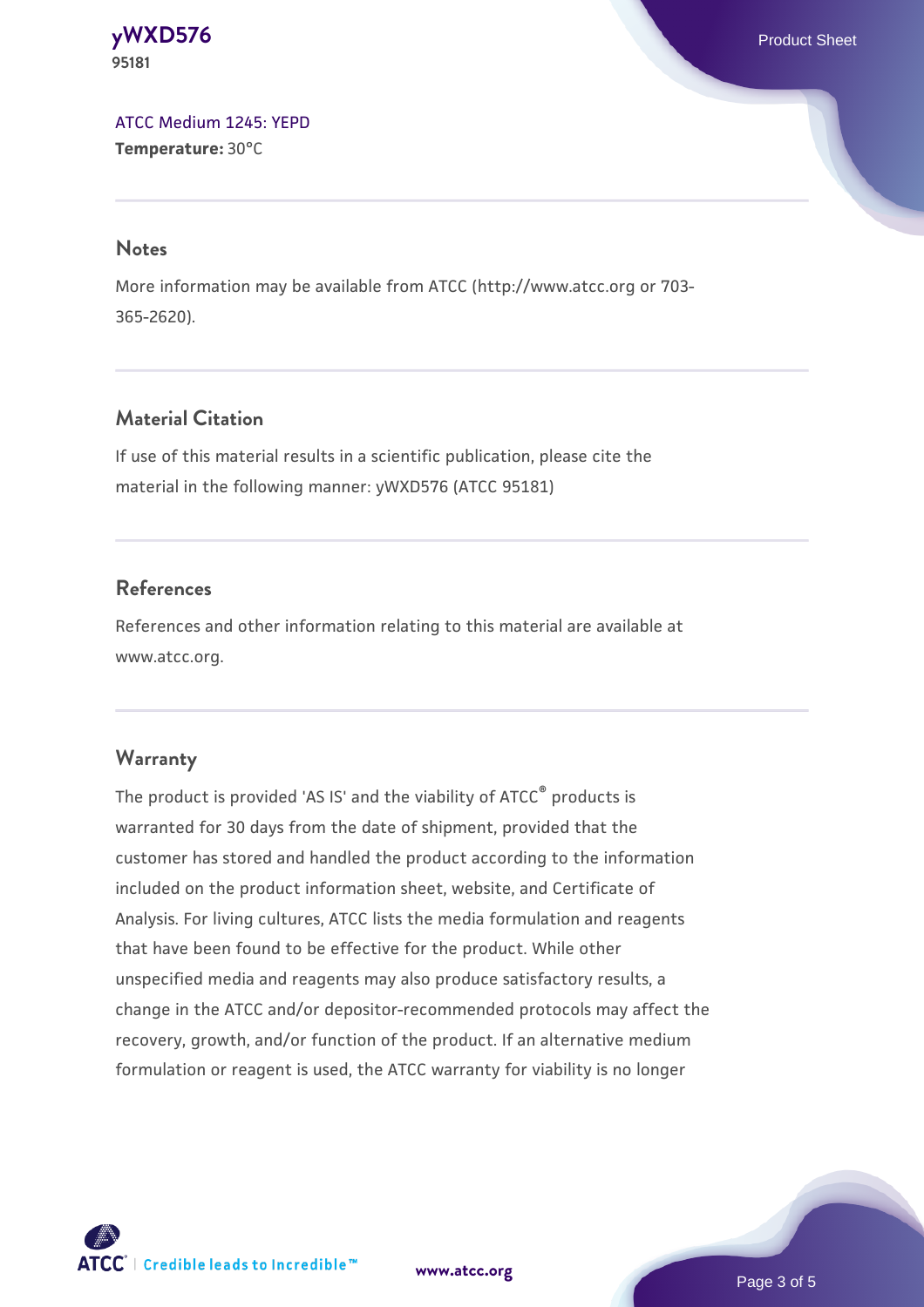ATCC Medium 1245: YEPD
**Temperature:** 30°C

## Notes

More information may be available from ATCC (http://www.atcc.org or 703-365-2620).

## Material Citation

If use of this material results in a scientific publication, please cite the material in the following manner: yWXD576 (ATCC 95181)

## References

References and other information relating to this material are available at www.atcc.org.

## Warranty

The product is provided 'AS IS' and the viability of ATCC® products is warranted for 30 days from the date of shipment, provided that the customer has stored and handled the product according to the information included on the product information sheet, website, and Certificate of Analysis. For living cultures, ATCC lists the media formulation and reagents that have been found to be effective for the product. While other unspecified media and reagents may also produce satisfactory results, a change in the ATCC and/or depositor-recommended protocols may affect the recovery, growth, and/or function of the product. If an alternative medium formulation or reagent is used, the ATCC warranty for viability is no longer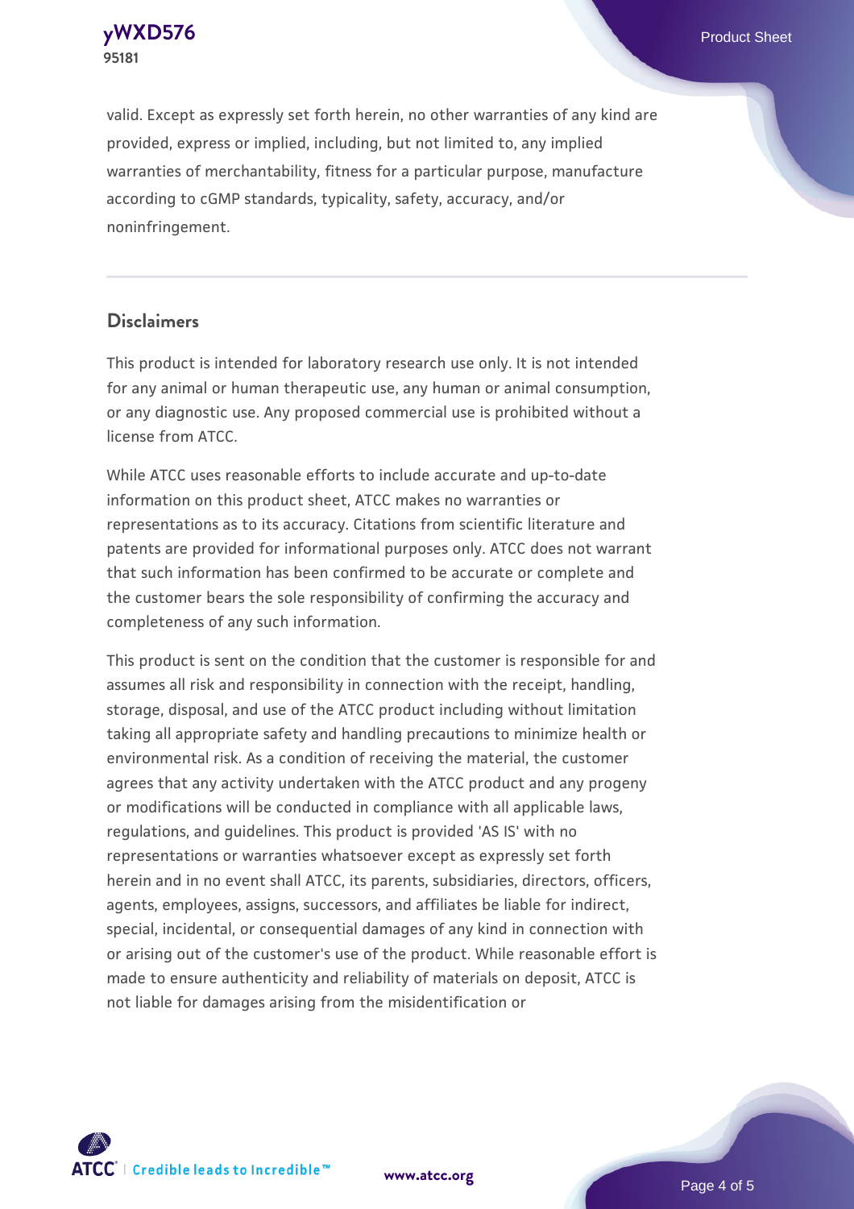valid. Except as expressly set forth herein, no other warranties of any kind are provided, express or implied, including, but not limited to, any implied warranties of merchantability, fitness for a particular purpose, manufacture according to cGMP standards, typicality, safety, accuracy, and/or noninfringement.

## Disclaimers

This product is intended for laboratory research use only. It is not intended for any animal or human therapeutic use, any human or animal consumption, or any diagnostic use. Any proposed commercial use is prohibited without a license from ATCC.

While ATCC uses reasonable efforts to include accurate and up-to-date information on this product sheet, ATCC makes no warranties or representations as to its accuracy. Citations from scientific literature and patents are provided for informational purposes only. ATCC does not warrant that such information has been confirmed to be accurate or complete and the customer bears the sole responsibility of confirming the accuracy and completeness of any such information.

This product is sent on the condition that the customer is responsible for and assumes all risk and responsibility in connection with the receipt, handling, storage, disposal, and use of the ATCC product including without limitation taking all appropriate safety and handling precautions to minimize health or environmental risk. As a condition of receiving the material, the customer agrees that any activity undertaken with the ATCC product and any progeny or modifications will be conducted in compliance with all applicable laws, regulations, and guidelines. This product is provided 'AS IS' with no representations or warranties whatsoever except as expressly set forth herein and in no event shall ATCC, its parents, subsidiaries, directors, officers, agents, employees, assigns, successors, and affiliates be liable for indirect, special, incidental, or consequential damages of any kind in connection with or arising out of the customer's use of the product. While reasonable effort is made to ensure authenticity and reliability of materials on deposit, ATCC is not liable for damages arising from the misidentification or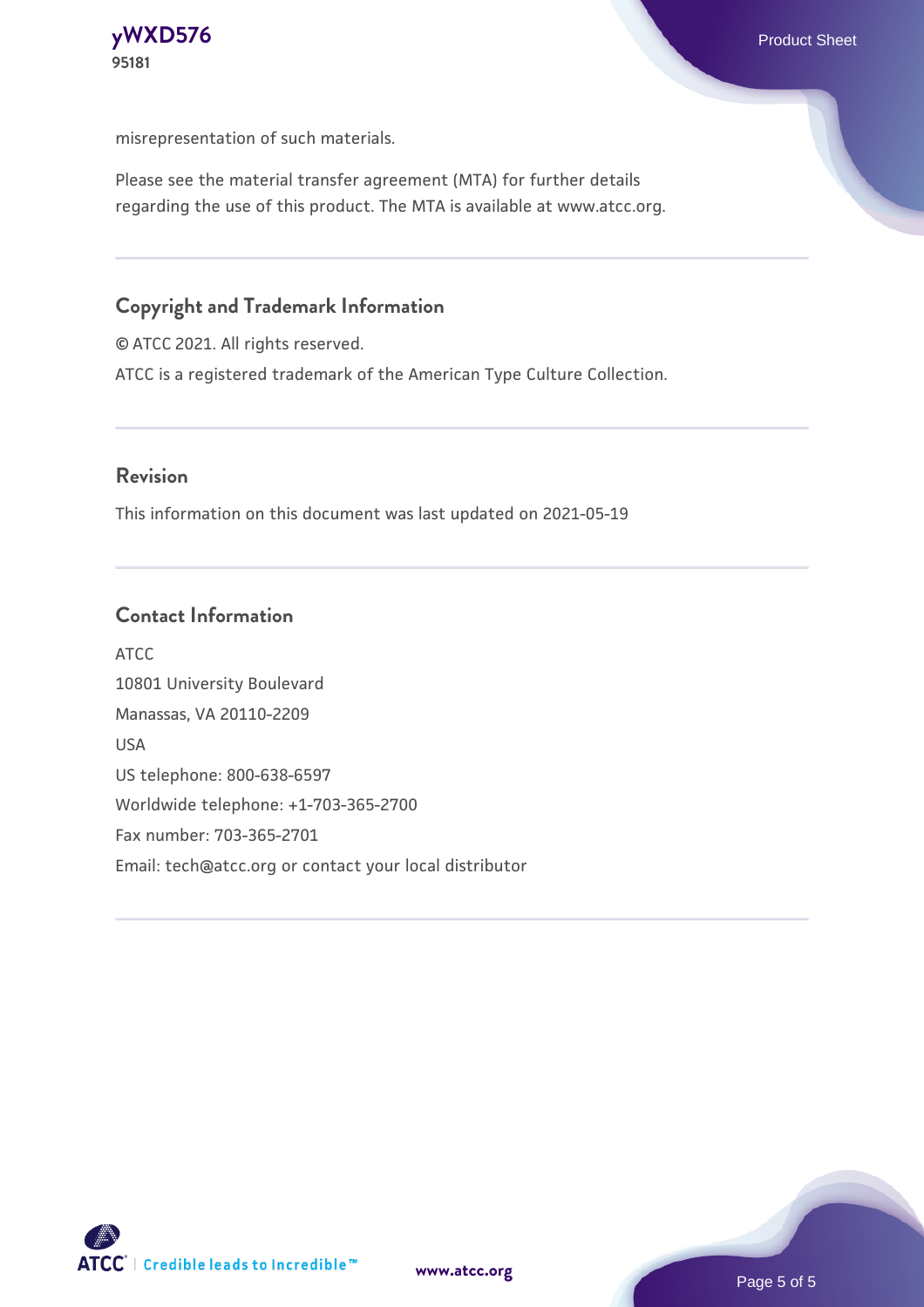misrepresentation of such materials.

Please see the material transfer agreement (MTA) for further details regarding the use of this product. The MTA is available at www.atcc.org.

## Copyright and Trademark Information

© ATCC 2021. All rights reserved.

ATCC is a registered trademark of the American Type Culture Collection.

## Revision

This information on this document was last updated on 2021-05-19

## Contact Information

ATCC
10801 University Boulevard
Manassas, VA 20110-2209
USA
US telephone: 800-638-6597
Worldwide telephone: +1-703-365-2700
Fax number: 703-365-2701
Email: tech@atcc.org or contact your local distributor